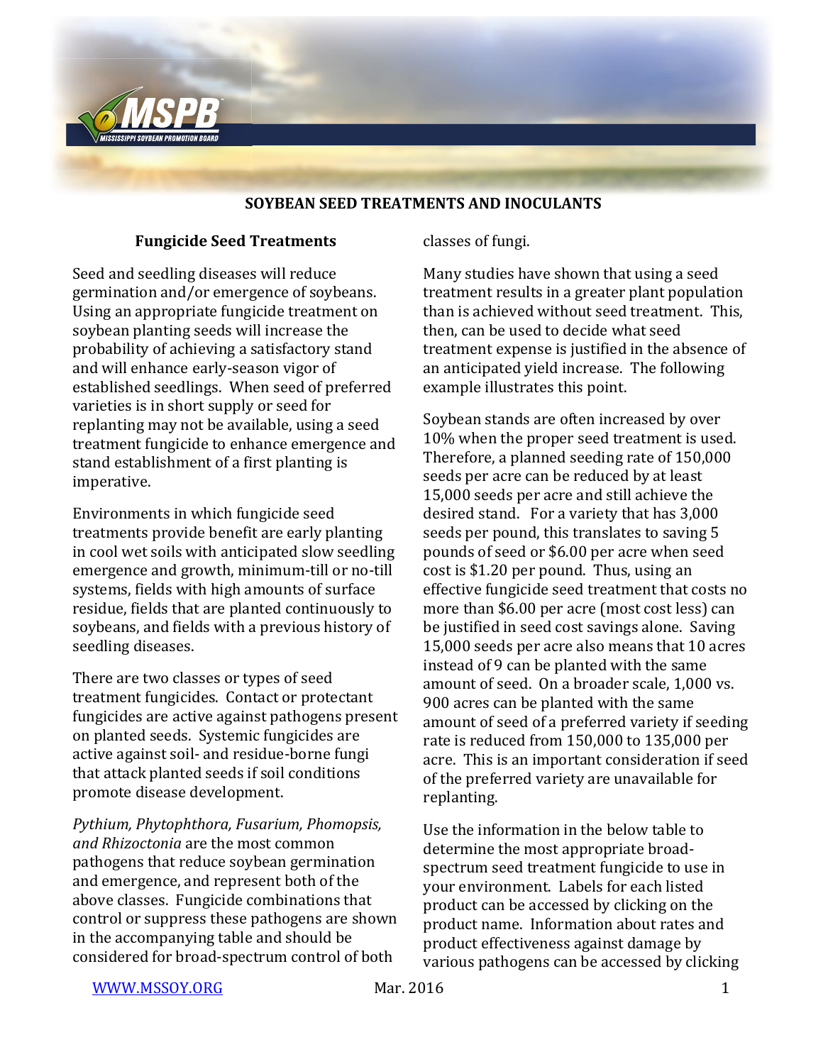# SOYBEAN SEED TREATMENTS AND INOCULANTS

## Fungicide Seed Treatments

Seed and seedling diseases will reduce germination and/or emergence of soybeans. Using an appropriate fungicide treatment on soybean planting seeds will increase the probability of achieving a satisfactory stand and will enhance early-season vigor of established seedlings. When seed of preferred varieties is in short supply or seed for replanting may not be available, using a seed treatment fungicide to enhance emergence and stand establishment of a first planting is imperative.

Environments in which fungicide seed treatments provide benefit are early planting in cool wet soils with anticipated slow seedling emergence and growth, minimum-till or no-till systems, fields with high amounts of surface residue, fields that are planted continuously to soybeans, and fields with a previous history of seedling diseases.

There are two classes or types of seed treatment fungicides. Contact or protectant fungicides are active against pathogens present on planted seeds. Systemic fungicides are active against soil- and residue-borne fungi that attack planted seeds if soil conditions promote disease development.

*Pythium, Phytophthora, Fusarium, Phomopsis, and Rhizoctonia* are the most common pathogens that reduce soybean germination and emergence, and represent both of the above classes. Fungicide combinations that control or suppress these pathogens are shown in the accompanying table and should be considered for broad-spectrum control of both classes of fungi.

Many studies have shown that using a seed treatment results in a greater plant population than is achieved without seed treatment. This, then, can be used to decide what seed treatment expense is justified in the absence of an anticipated yield increase. The following example illustrates this point.

Soybean stands are often increased by over 10% when the proper seed treatment is used. Therefore, a planned seeding rate of 150,000 seeds per acre can be reduced by at least 15,000 seeds per acre and still achieve the desired stand. For a variety that has 3,000 seeds per pound, this translates to saving 5 pounds of seed or $6.00 per acre when seed cost is $1.20 per pound. Thus, using an effective fungicide seed treatment that costs no more than $6.00 per acre (most cost less) can be justified in seed cost savings alone. Saving 15,000 seeds per acre also means that 10 acres instead of 9 can be planted with the same amount of seed. On a broader scale, 1,000 vs. 900 acres can be planted with the same amount of seed of a preferred variety if seeding rate is reduced from 150,000 to 135,000 per acre. This is an important consideration if seed of the preferred variety are unavailable for replanting.

Use the information in the below table to determine the most appropriate broad-spectrum seed treatment fungicide to use in your environment. Labels for each listed product can be accessed by clicking on the product name. Information about rates and product effectiveness against damage by various pathogens can be accessed by clicking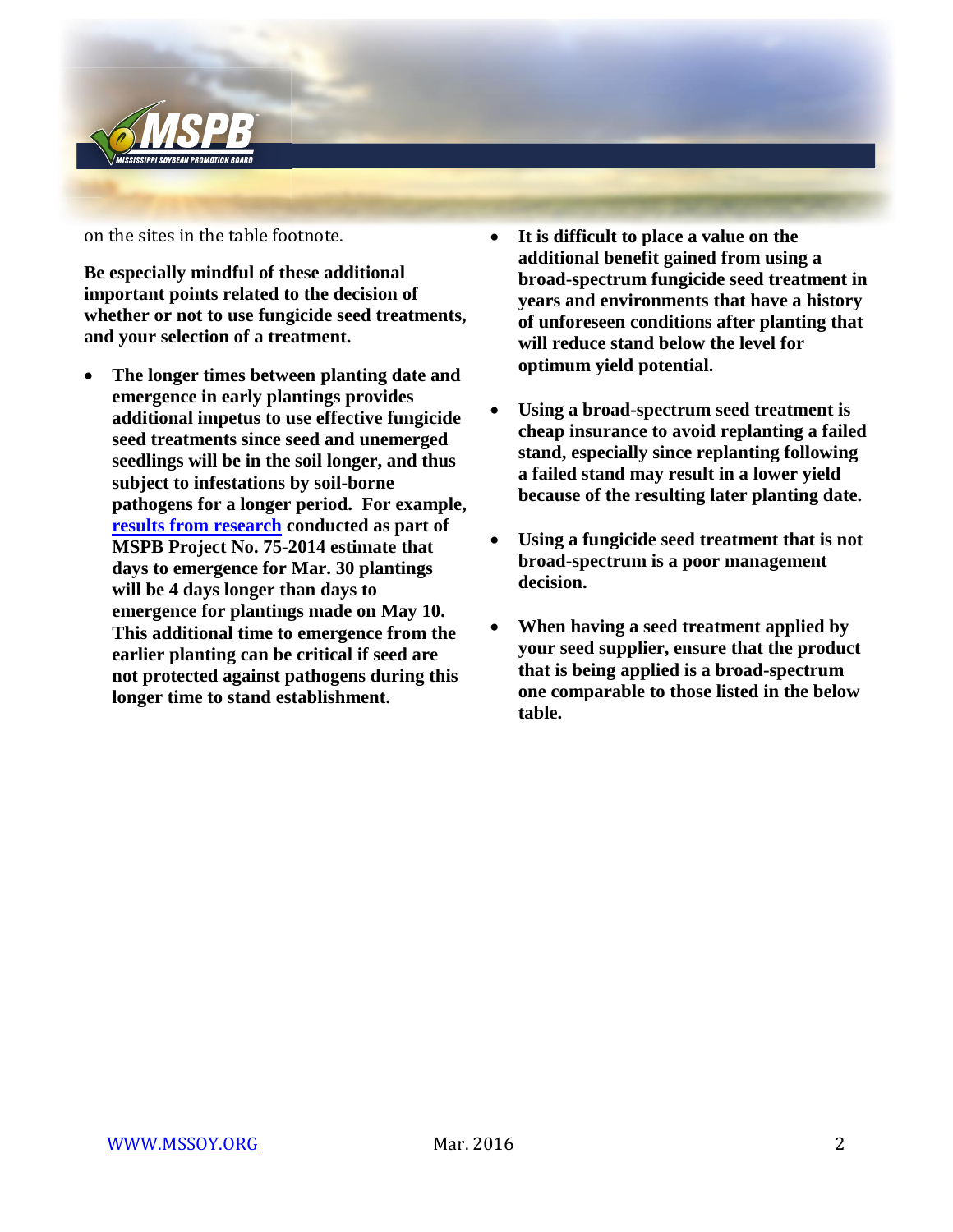on the sites in the table footnote.

**Be especially mindful of these additional important points related to the decision of whether or not to use fungicide seed treatments, and your selection of a treatment.**

- **The longer times between planting date and emergence in early plantings provides additional impetus to use effective fungicide seed treatments since seed and unemerged seedlings will be in the soil longer, and thus subject to infestations by soil-borne pathogens for a longer period. For example, results from research conducted as part of MSPB Project No. 75-2014 estimate that days to emergence for Mar. 30 plantings will be 4 days longer than days to emergence for plantings made on May 10. This additional time to emergence from the earlier planting can be critical if seed are not protected against pathogens during this longer time to stand establishment.**

- **It is difficult to place a value on the additional benefit gained from using a broad-spectrum fungicide seed treatment in years and environments that have a history of unforeseen conditions after planting that will reduce stand below the level for optimum yield potential.**

- **Using a broad-spectrum seed treatment is cheap insurance to avoid replanting a failed stand, especially since replanting following a failed stand may result in a lower yield because of the resulting later planting date.**

- **Using a fungicide seed treatment that is not broad-spectrum is a poor management decision.**

- **When having a seed treatment applied by your seed supplier, ensure that the product that is being applied is a broad-spectrum one comparable to those listed in the below table.**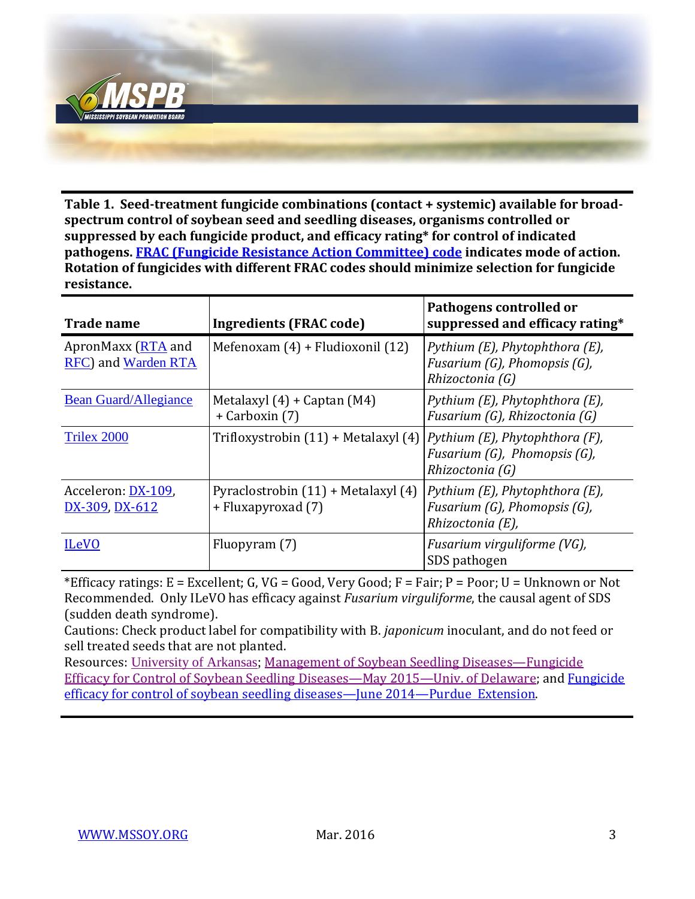**Table 1. Seed-treatment fungicide combinations (contact + systemic) available for broad-spectrum control of soybean seed and seedling diseases, organisms controlled or suppressed by each fungicide product, and efficacy rating* for control of indicated pathogens. FRAC (Fungicide Resistance Action Committee) code indicates mode of action. Rotation of fungicides with different FRAC codes should minimize selection for fungicide resistance.**

| Trade name | Ingredients (FRAC code) | Pathogens controlled or suppressed and efficacy rating* |
|---|---|---|
| ApronMaxx (RTA and RFC) and Warden RTA | Mefenoxam (4) + Fludioxonil (12) | *Pythium (E), Phytophthora (E), Fusarium (G), Phomopsis (G), Rhizoctonia (G)* |
| Bean Guard/Allegiance | Metalaxyl (4) + Captan (M4) + Carboxin (7) | *Pythium (E), Phytophthora (E), Fusarium (G), Rhizoctonia (G)* |
| Trilex 2000 | Trifloxystrobin (11) + Metalaxyl (4) | *Pythium (E), Phytophthora (F), Fusarium (G), Phomopsis (G), Rhizoctonia (G)* |
| Acceleron: DX-109, DX-309, DX-612 | Pyraclostrobin (11) + Metalaxyl (4) + Fluxapyroxad (7) | *Pythium (E), Phytophthora (E), Fusarium (G), Phomopsis (G), Rhizoctonia (E),* |
| ILeVO | Fluopyram (7) | *Fusarium virguliforme (VG),* SDS pathogen |

*Efficacy ratings: E = Excellent; G, VG = Good, Very Good; F = Fair; P = Poor; U = Unknown or Not Recommended. Only ILeVO has efficacy against *Fusarium virguliforme*, the causal agent of SDS (sudden death syndrome).

Cautions: Check product label for compatibility with B. *japonicum* inoculant, and do not feed or sell treated seeds that are not planted.

Resources: University of Arkansas; Management of Soybean Seedling Diseases—Fungicide Efficacy for Control of Soybean Seedling Diseases—May 2015—Univ. of Delaware; and Fungicide efficacy for control of soybean seedling diseases—June 2014—Purdue Extension.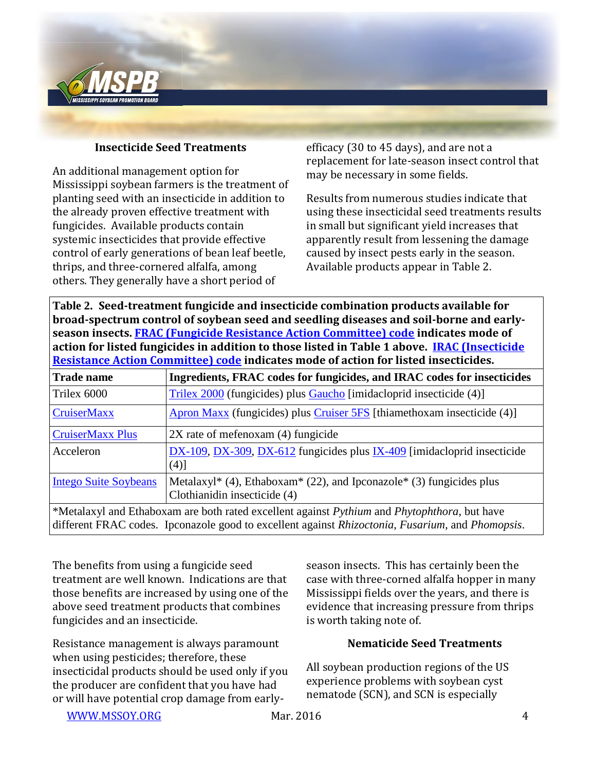### Insecticide Seed Treatments

An additional management option for Mississippi soybean farmers is the treatment of planting seed with an insecticide in addition to the already proven effective treatment with fungicides. Available products contain systemic insecticides that provide effective control of early generations of bean leaf beetle, thrips, and three-cornered alfalfa, among others. They generally have a short period of efficacy (30 to 45 days), and are not a replacement for late-season insect control that may be necessary in some fields.

Results from numerous studies indicate that using these insecticidal seed treatments results in small but significant yield increases that apparently result from lessening the damage caused by insect pests early in the season. Available products appear in Table 2.

**Table 2. Seed-treatment fungicide and insecticide combination products available for broad-spectrum control of soybean seed and seedling diseases and soil-borne and early-season insects. FRAC (Fungicide Resistance Action Committee) code indicates mode of action for listed fungicides in addition to those listed in Table 1 above. IRAC (Insecticide Resistance Action Committee) code indicates mode of action for listed insecticides.**

| Trade name | Ingredients, FRAC codes for fungicides, and IRAC codes for insecticides |
|---|---|
| Trilex 6000 | Trilex 2000 (fungicides) plus Gaucho [imidacloprid insecticide (4)] |
| CruiserMaxx | Apron Maxx (fungicides) plus Cruiser 5FS [thiamethoxam insecticide (4)] |
| CruiserMaxx Plus | 2X rate of mefenoxam (4) fungicide |
| Acceleron | DX-109, DX-309, DX-612 fungicides plus IX-409 [imidacloprid insecticide (4)] |
| Intego Suite Soybeans | Metalaxyl* (4), Ethaboxam* (22), and Ipconazole* (3) fungicides plus Clothianidin insecticide (4) |

*Metalaxyl and Ethaboxam are both rated excellent against *Pythium* and *Phytophthora*, but have different FRAC codes. Ipconazole good to excellent against *Rhizoctonia*, *Fusarium*, and *Phomopsis*.

The benefits from using a fungicide seed treatment are well known. Indications are that those benefits are increased by using one of the above seed treatment products that combines fungicides and an insecticide.

Resistance management is always paramount when using pesticides; therefore, these insecticidal products should be used only if you the producer are confident that you have had or will have potential crop damage from early-season insects. This has certainly been the case with three-corned alfalfa hopper in many Mississippi fields over the years, and there is evidence that increasing pressure from thrips is worth taking note of.

### Nematicide Seed Treatments

All soybean production regions of the US experience problems with soybean cyst nematode (SCN), and SCN is especially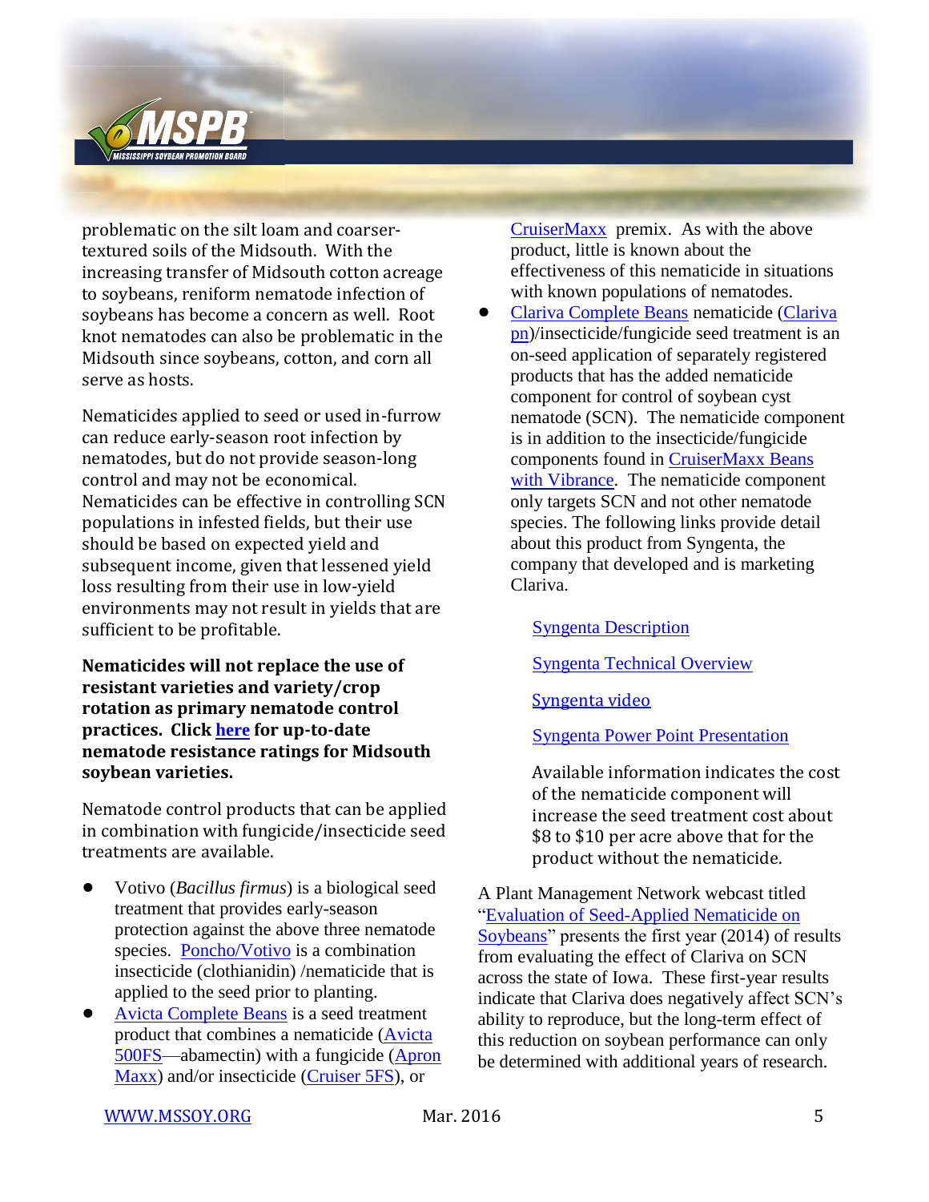problematic on the silt loam and coarser-textured soils of the Midsouth. With the increasing transfer of Midsouth cotton acreage to soybeans, reniform nematode infection of soybeans has become a concern as well. Root knot nematodes can also be problematic in the Midsouth since soybeans, cotton, and corn all serve as hosts.

Nematicides applied to seed or used in-furrow can reduce early-season root infection by nematodes, but do not provide season-long control and may not be economical. Nematicides can be effective in controlling SCN populations in infested fields, but their use should be based on expected yield and subsequent income, given that lessened yield loss resulting from their use in low-yield environments may not result in yields that are sufficient to be profitable.

**Nematicides will not replace the use of resistant varieties and variety/crop rotation as primary nematode control practices. Click here for up-to-date nematode resistance ratings for Midsouth soybean varieties.**

Nematode control products that can be applied in combination with fungicide/insecticide seed treatments are available.

- Votivo (*Bacillus firmus*) is a biological seed treatment that provides early-season protection against the above three nematode species. Poncho/Votivo is a combination insecticide (clothianidin) /nematicide that is applied to the seed prior to planting.
- Avicta Complete Beans is a seed treatment product that combines a nematicide (Avicta 500FS—abamectin) with a fungicide (Apron Maxx) and/or insecticide (Cruiser 5FS), or CruiserMaxx premix. As with the above product, little is known about the effectiveness of this nematicide in situations with known populations of nematodes.
- Clariva Complete Beans nematicide (Clariva pn)/insecticide/fungicide seed treatment is an on-seed application of separately registered products that has the added nematicide component for control of soybean cyst nematode (SCN). The nematicide component is in addition to the insecticide/fungicide components found in CruiserMaxx Beans with Vibrance. The nematicide component only targets SCN and not other nematode species. The following links provide detail about this product from Syngenta, the company that developed and is marketing Clariva.

  Syngenta Description

  Syngenta Technical Overview

  Syngenta video

  Syngenta Power Point Presentation

  Available information indicates the cost of the nematicide component will increase the seed treatment cost about $8 to $10 per acre above that for the product without the nematicide.

A Plant Management Network webcast titled "Evaluation of Seed-Applied Nematicide on Soybeans" presents the first year (2014) of results from evaluating the effect of Clariva on SCN across the state of Iowa. These first-year results indicate that Clariva does negatively affect SCN's ability to reproduce, but the long-term effect of this reduction on soybean performance can only be determined with additional years of research.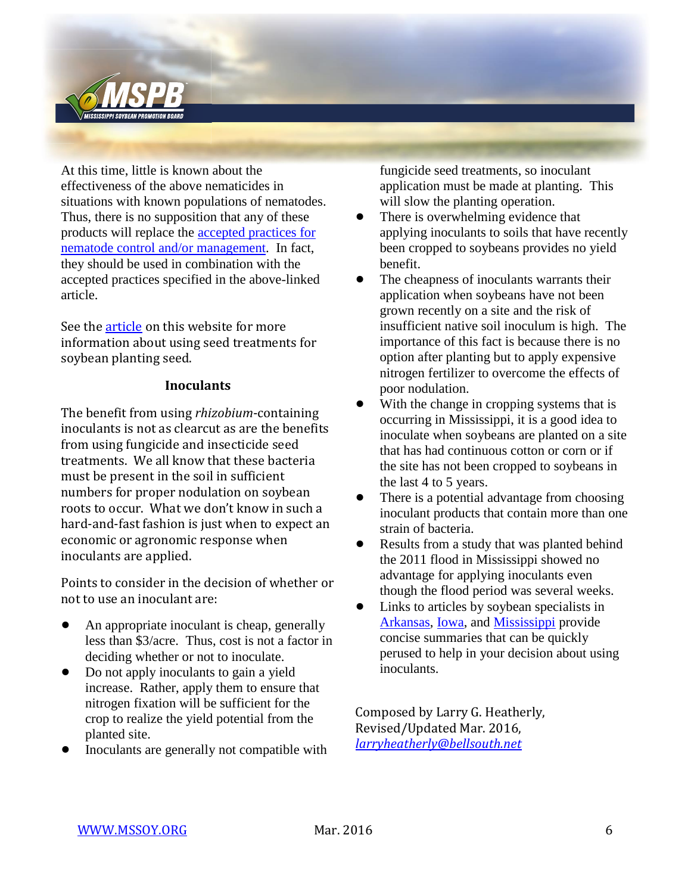At this time, little is known about the effectiveness of the above nematicides in situations with known populations of nematodes. Thus, there is no supposition that any of these products will replace the accepted practices for nematode control and/or management. In fact, they should be used in combination with the accepted practices specified in the above-linked article.

See the article on this website for more information about using seed treatments for soybean planting seed.

### Inoculants

The benefit from using *rhizobium*-containing inoculants is not as clearcut as are the benefits from using fungicide and insecticide seed treatments. We all know that these bacteria must be present in the soil in sufficient numbers for proper nodulation on soybean roots to occur. What we don't know in such a hard-and-fast fashion is just when to expect an economic or agronomic response when inoculants are applied.

Points to consider in the decision of whether or not to use an inoculant are:

- An appropriate inoculant is cheap, generally less than $3/acre. Thus, cost is not a factor in deciding whether or not to inoculate.
- Do not apply inoculants to gain a yield increase. Rather, apply them to ensure that nitrogen fixation will be sufficient for the crop to realize the yield potential from the planted site.
- Inoculants are generally not compatible with fungicide seed treatments, so inoculant application must be made at planting. This will slow the planting operation.
- There is overwhelming evidence that applying inoculants to soils that have recently been cropped to soybeans provides no yield benefit.
- The cheapness of inoculants warrants their application when soybeans have not been grown recently on a site and the risk of insufficient native soil inoculum is high. The importance of this fact is because there is no option after planting but to apply expensive nitrogen fertilizer to overcome the effects of poor nodulation.
- With the change in cropping systems that is occurring in Mississippi, it is a good idea to inoculate when soybeans are planted on a site that has had continuous cotton or corn or if the site has not been cropped to soybeans in the last 4 to 5 years.
- There is a potential advantage from choosing inoculant products that contain more than one strain of bacteria.
- Results from a study that was planted behind the 2011 flood in Mississippi showed no advantage for applying inoculants even though the flood period was several weeks.
- Links to articles by soybean specialists in Arkansas, Iowa, and Mississippi provide concise summaries that can be quickly perused to help in your decision about using inoculants.

Composed by Larry G. Heatherly,
Revised/Updated Mar. 2016,
*larryheatherly@bellsouth.net*